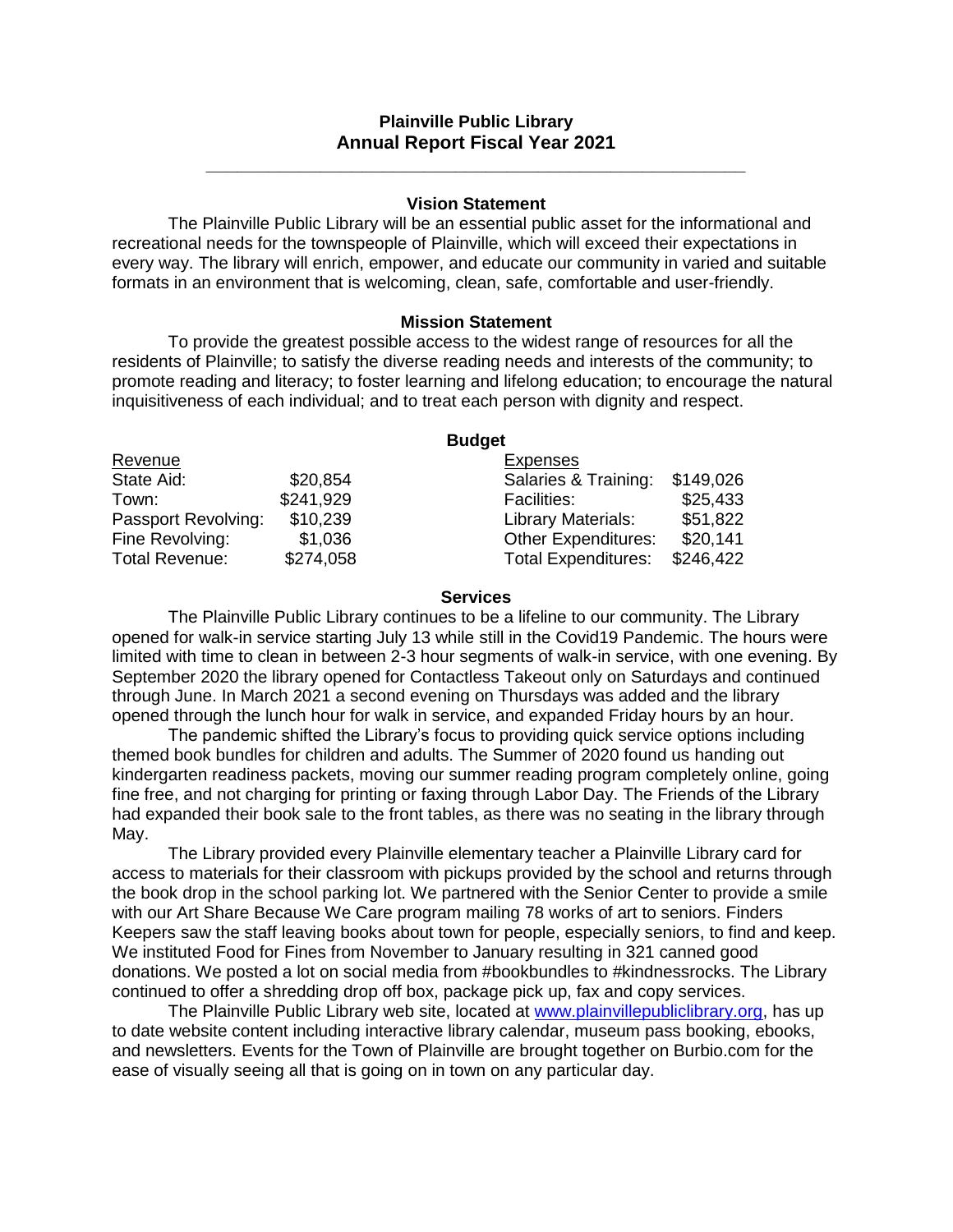# Plainville Public Library
## Annual Report Fiscal Year 2021

---

### Vision Statement

The Plainville Public Library will be an essential public asset for the informational and recreational needs for the townspeople of Plainville, which will exceed their expectations in every way. The library will enrich, empower, and educate our community in varied and suitable formats in an environment that is welcoming, clean, safe, comfortable and user-friendly.

### Mission Statement

To provide the greatest possible access to the widest range of resources for all the residents of Plainville; to satisfy the diverse reading needs and interests of the community; to promote reading and literacy; to foster learning and lifelong education; to encourage the natural inquisitiveness of each individual; and to treat each person with dignity and respect.

### Budget

| Revenue | | Expenses | |
|---|---|---|---|
| State Aid: | $20,854 | Salaries & Training: | $149,026 |
| Town: | $241,929 | Facilities: | $25,433 |
| Passport Revolving: | $10,239 | Library Materials: | $51,822 |
| Fine Revolving: | $1,036 | Other Expenditures: | $20,141 |
| Total Revenue: | $274,058 | Total Expenditures: | $246,422 |

### Services

The Plainville Public Library continues to be a lifeline to our community. The Library opened for walk-in service starting July 13 while still in the Covid19 Pandemic. The hours were limited with time to clean in between 2-3 hour segments of walk-in service, with one evening. By September 2020 the library opened for Contactless Takeout only on Saturdays and continued through June. In March 2021 a second evening on Thursdays was added and the library opened through the lunch hour for walk in service, and expanded Friday hours by an hour.

The pandemic shifted the Library's focus to providing quick service options including themed book bundles for children and adults. The Summer of 2020 found us handing out kindergarten readiness packets, moving our summer reading program completely online, going fine free, and not charging for printing or faxing through Labor Day. The Friends of the Library had expanded their book sale to the front tables, as there was no seating in the library through May.

The Library provided every Plainville elementary teacher a Plainville Library card for access to materials for their classroom with pickups provided by the school and returns through the book drop in the school parking lot. We partnered with the Senior Center to provide a smile with our Art Share Because We Care program mailing 78 works of art to seniors. Finders Keepers saw the staff leaving books about town for people, especially seniors, to find and keep. We instituted Food for Fines from November to January resulting in 321 canned good donations. We posted a lot on social media from #bookbundles to #kindnessrocks. The Library continued to offer a shredding drop off box, package pick up, fax and copy services.

The Plainville Public Library web site, located at [www.plainvillepubliclibrary.org](http://www.plainvillepubliclibrary.org), has up to date website content including interactive library calendar, museum pass booking, ebooks, and newsletters. Events for the Town of Plainville are brought together on Burbio.com for the ease of visually seeing all that is going on in town on any particular day.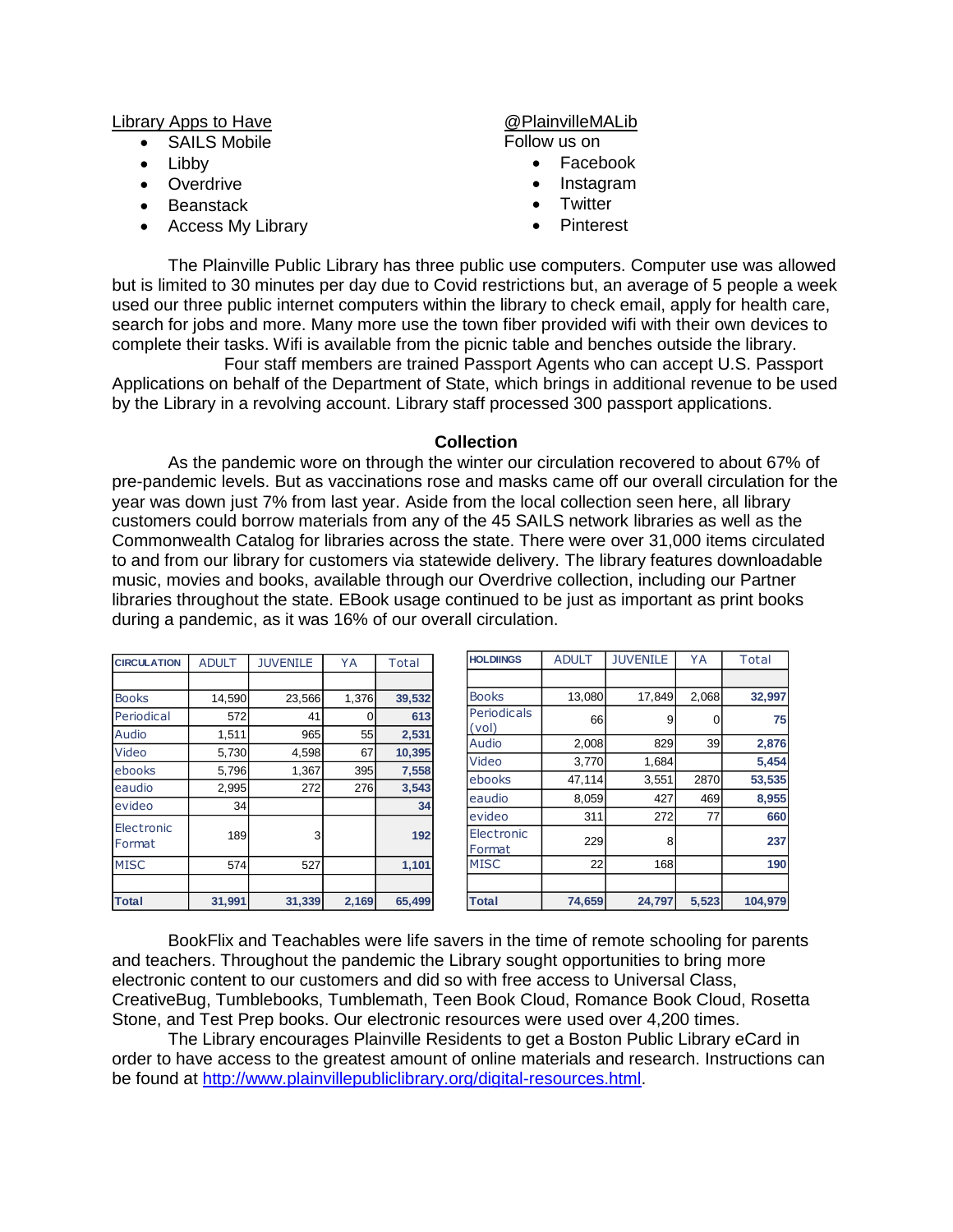Library Apps to Have

- SAILS Mobile
- Libby
- Overdrive
- Beanstack
- Access My Library

@PlainvilleMALib

Follow us on

- Facebook
- Instagram
- Twitter
- Pinterest

The Plainville Public Library has three public use computers. Computer use was allowed but is limited to 30 minutes per day due to Covid restrictions but, an average of 5 people a week used our three public internet computers within the library to check email, apply for health care, search for jobs and more. Many more use the town fiber provided wifi with their own devices to complete their tasks. Wifi is available from the picnic table and benches outside the library.

Four staff members are trained Passport Agents who can accept U.S. Passport Applications on behalf of the Department of State, which brings in additional revenue to be used by the Library in a revolving account. Library staff processed 300 passport applications.

## Collection

As the pandemic wore on through the winter our circulation recovered to about 67% of pre-pandemic levels. But as vaccinations rose and masks came off our overall circulation for the year was down just 7% from last year. Aside from the local collection seen here, all library customers could borrow materials from any of the 45 SAILS network libraries as well as the Commonwealth Catalog for libraries across the state. There were over 31,000 items circulated to and from our library for customers via statewide delivery. The library features downloadable music, movies and books, available through our Overdrive collection, including our Partner libraries throughout the state. EBook usage continued to be just as important as print books during a pandemic, as it was 16% of our overall circulation.

| CIRCULATION | ADULT | JUVENILE | YA | Total |
|---|---|---|---|---|
| Books | 14,590 | 23,566 | 1,376 | 39,532 |
| Periodical | 572 | 41 | 0 | 613 |
| Audio | 1,511 | 965 | 55 | 2,531 |
| Video | 5,730 | 4,598 | 67 | 10,395 |
| ebooks | 5,796 | 1,367 | 395 | 7,558 |
| eaudio | 2,995 | 272 | 276 | 3,543 |
| evideo | 34 | | | 34 |
| Electronic Format | 189 | 3 | | 192 |
| MISC | 574 | 527 | | 1,101 |
| Total | 31,991 | 31,339 | 2,169 | 65,499 |

| HOLDIINGS | ADULT | JUVENILE | YA | Total |
|---|---|---|---|---|
| Books | 13,080 | 17,849 | 2,068 | 32,997 |
| Periodicals (vol) | 66 | 9 | 0 | 75 |
| Audio | 2,008 | 829 | 39 | 2,876 |
| Video | 3,770 | 1,684 | | 5,454 |
| ebooks | 47,114 | 3,551 | 2870 | 53,535 |
| eaudio | 8,059 | 427 | 469 | 8,955 |
| evideo | 311 | 272 | 77 | 660 |
| Electronic Format | 229 | 8 | | 237 |
| MISC | 22 | 168 | | 190 |
| Total | 74,659 | 24,797 | 5,523 | 104,979 |

BookFlix and Teachables were life savers in the time of remote schooling for parents and teachers. Throughout the pandemic the Library sought opportunities to bring more electronic content to our customers and did so with free access to Universal Class, CreativeBug, Tumblebooks, Tumblemath, Teen Book Cloud, Romance Book Cloud, Rosetta Stone, and Test Prep books. Our electronic resources were used over 4,200 times.

The Library encourages Plainville Residents to get a Boston Public Library eCard in order to have access to the greatest amount of online materials and research. Instructions can be found at http://www.plainvillepubliclibrary.org/digital-resources.html.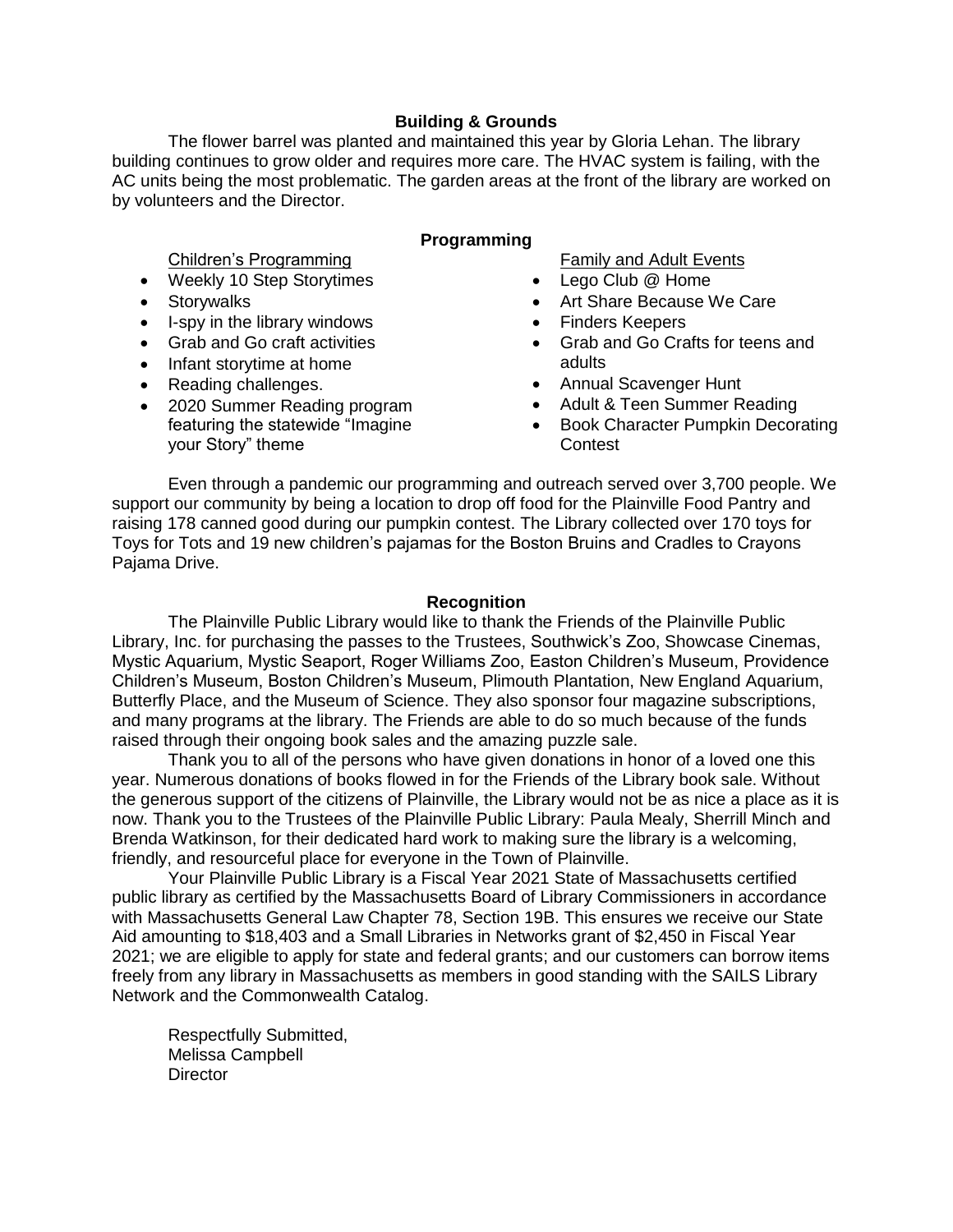## Building & Grounds

The flower barrel was planted and maintained this year by Gloria Lehan. The library building continues to grow older and requires more care. The HVAC system is failing, with the AC units being the most problematic. The garden areas at the front of the library are worked on by volunteers and the Director.

## Programming

<u>Children's Programming</u>

- Weekly 10 Step Storytimes
- Storywalks
- I-spy in the library windows
- Grab and Go craft activities
- Infant storytime at home
- Reading challenges.
- 2020 Summer Reading program featuring the statewide "Imagine your Story" theme

<u>Family and Adult Events</u>

- Lego Club @ Home
- Art Share Because We Care
- Finders Keepers
- Grab and Go Crafts for teens and adults
- Annual Scavenger Hunt
- Adult & Teen Summer Reading
- Book Character Pumpkin Decorating Contest

Even through a pandemic our programming and outreach served over 3,700 people. We support our community by being a location to drop off food for the Plainville Food Pantry and raising 178 canned good during our pumpkin contest. The Library collected over 170 toys for Toys for Tots and 19 new children's pajamas for the Boston Bruins and Cradles to Crayons Pajama Drive.

## Recognition

The Plainville Public Library would like to thank the Friends of the Plainville Public Library, Inc. for purchasing the passes to the Trustees, Southwick's Zoo, Showcase Cinemas, Mystic Aquarium, Mystic Seaport, Roger Williams Zoo, Easton Children's Museum, Providence Children's Museum, Boston Children's Museum, Plimouth Plantation, New England Aquarium, Butterfly Place, and the Museum of Science. They also sponsor four magazine subscriptions, and many programs at the library. The Friends are able to do so much because of the funds raised through their ongoing book sales and the amazing puzzle sale.

Thank you to all of the persons who have given donations in honor of a loved one this year. Numerous donations of books flowed in for the Friends of the Library book sale. Without the generous support of the citizens of Plainville, the Library would not be as nice a place as it is now. Thank you to the Trustees of the Plainville Public Library: Paula Mealy, Sherrill Minch and Brenda Watkinson, for their dedicated hard work to making sure the library is a welcoming, friendly, and resourceful place for everyone in the Town of Plainville.

Your Plainville Public Library is a Fiscal Year 2021 State of Massachusetts certified public library as certified by the Massachusetts Board of Library Commissioners in accordance with Massachusetts General Law Chapter 78, Section 19B. This ensures we receive our State Aid amounting to $18,403 and a Small Libraries in Networks grant of $2,450 in Fiscal Year 2021; we are eligible to apply for state and federal grants; and our customers can borrow items freely from any library in Massachusetts as members in good standing with the SAILS Library Network and the Commonwealth Catalog.

Respectfully Submitted,
Melissa Campbell
Director